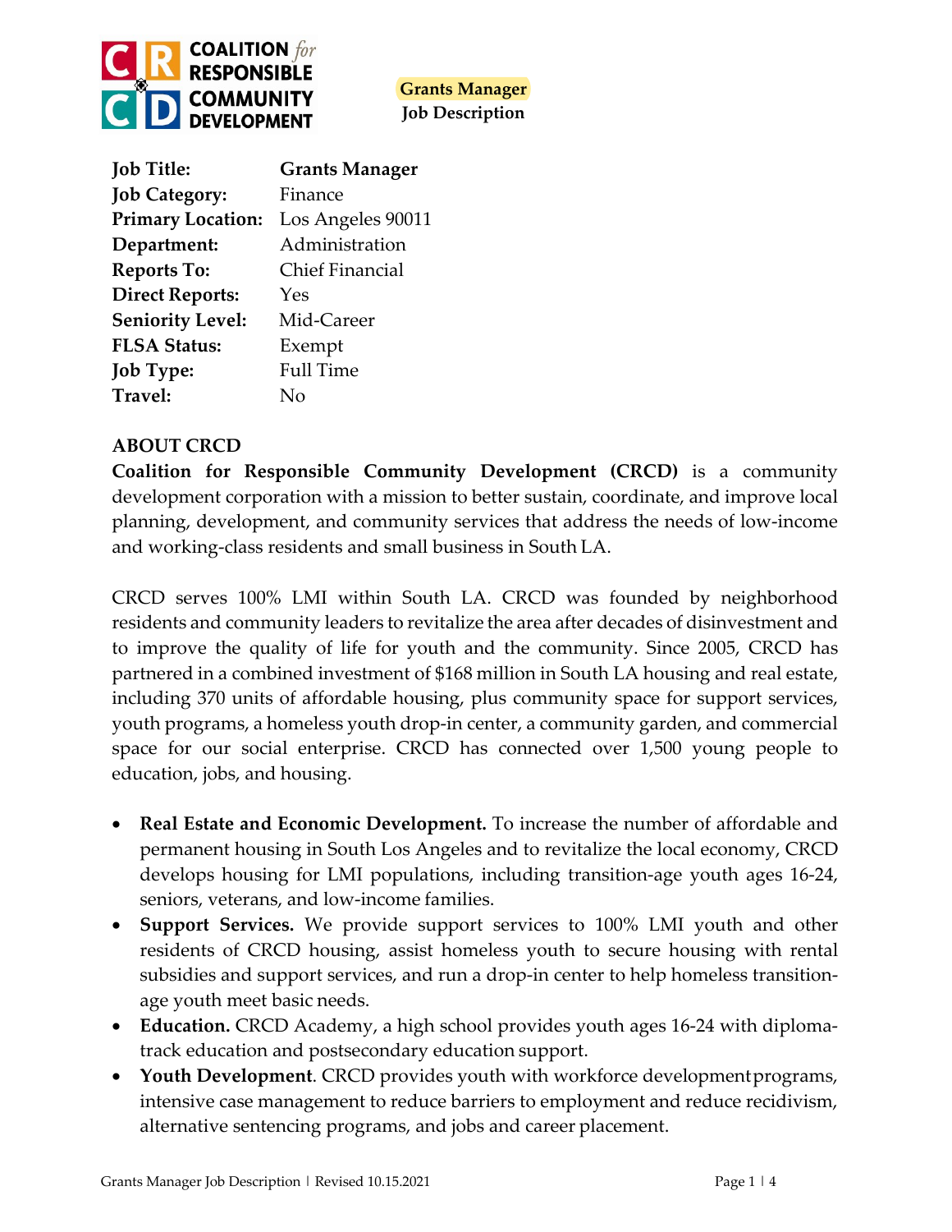**Grants Manager**
**Job Description**

| | |
|---|---|
| **Job Title:** | **Grants Manager** |
| **Job Category:** | Finance |
| **Primary Location:** | Los Angeles 90011 |
| **Department:** | Administration |
| **Reports To:** | Chief Financial |
| **Direct Reports:** | Yes |
| **Seniority Level:** | Mid-Career |
| **FLSA Status:** | Exempt |
| **Job Type:** | Full Time |
| **Travel:** | No |

## ABOUT CRCD

**Coalition for Responsible Community Development (CRCD)** is a community development corporation with a mission to better sustain, coordinate, and improve local planning, development, and community services that address the needs of low-income and working-class residents and small business in South LA.

CRCD serves 100% LMI within South LA. CRCD was founded by neighborhood residents and community leaders to revitalize the area after decades of disinvestment and to improve the quality of life for youth and the community. Since 2005, CRCD has partnered in a combined investment of $168 million in South LA housing and real estate, including 370 units of affordable housing, plus community space for support services, youth programs, a homeless youth drop-in center, a community garden, and commercial space for our social enterprise. CRCD has connected over 1,500 young people to education, jobs, and housing.

- **Real Estate and Economic Development.** To increase the number of affordable and permanent housing in South Los Angeles and to revitalize the local economy, CRCD develops housing for LMI populations, including transition-age youth ages 16-24, seniors, veterans, and low-income families.
- **Support Services.** We provide support services to 100% LMI youth and other residents of CRCD housing, assist homeless youth to secure housing with rental subsidies and support services, and run a drop-in center to help homeless transition-age youth meet basic needs.
- **Education.** CRCD Academy, a high school provides youth ages 16-24 with diploma-track education and postsecondary education support.
- **Youth Development**. CRCD provides youth with workforce development programs, intensive case management to reduce barriers to employment and reduce recidivism, alternative sentencing programs, and jobs and career placement.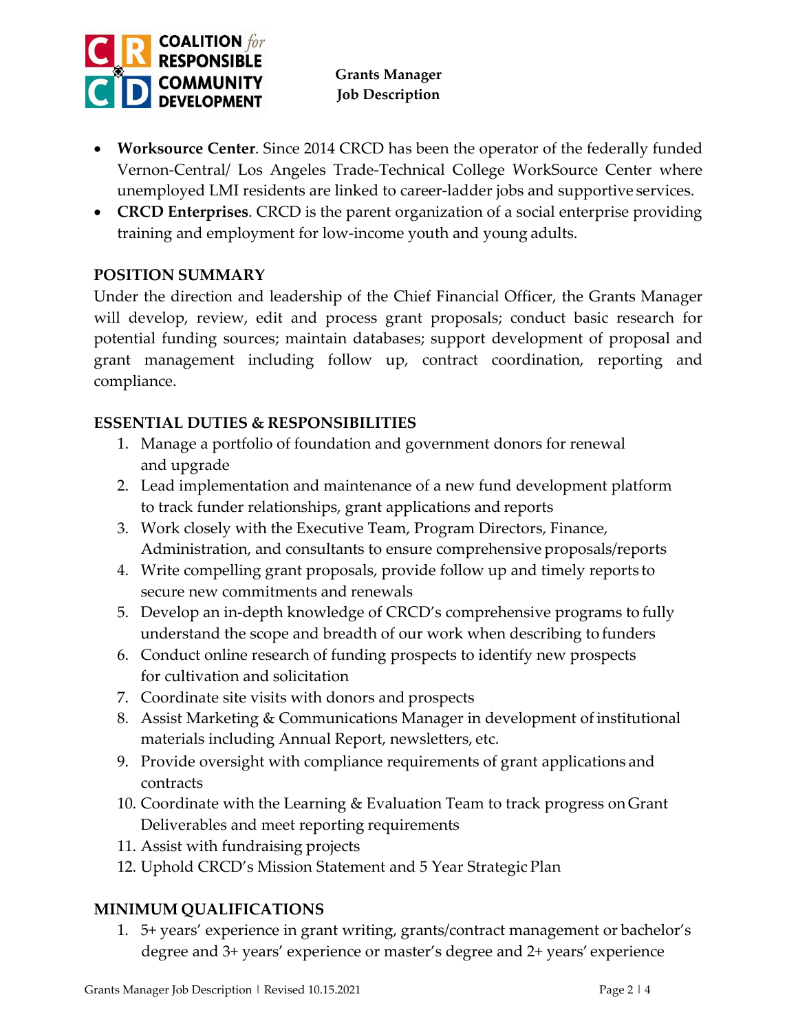- **Worksource Center**. Since 2014 CRCD has been the operator of the federally funded Vernon-Central/ Los Angeles Trade-Technical College WorkSource Center where unemployed LMI residents are linked to career-ladder jobs and supportive services.
- **CRCD Enterprises**. CRCD is the parent organization of a social enterprise providing training and employment for low-income youth and young adults.

## POSITION SUMMARY

Under the direction and leadership of the Chief Financial Officer, the Grants Manager will develop, review, edit and process grant proposals; conduct basic research for potential funding sources; maintain databases; support development of proposal and grant management including follow up, contract coordination, reporting and compliance.

## ESSENTIAL DUTIES & RESPONSIBILITIES

1. Manage a portfolio of foundation and government donors for renewal and upgrade
2. Lead implementation and maintenance of a new fund development platform to track funder relationships, grant applications and reports
3. Work closely with the Executive Team, Program Directors, Finance, Administration, and consultants to ensure comprehensive proposals/reports
4. Write compelling grant proposals, provide follow up and timely reports to secure new commitments and renewals
5. Develop an in-depth knowledge of CRCD's comprehensive programs to fully understand the scope and breadth of our work when describing to funders
6. Conduct online research of funding prospects to identify new prospects for cultivation and solicitation
7. Coordinate site visits with donors and prospects
8. Assist Marketing & Communications Manager in development of institutional materials including Annual Report, newsletters, etc.
9. Provide oversight with compliance requirements of grant applications and contracts
10. Coordinate with the Learning & Evaluation Team to track progress on Grant Deliverables and meet reporting requirements
11. Assist with fundraising projects
12. Uphold CRCD's Mission Statement and 5 Year Strategic Plan

## MINIMUM QUALIFICATIONS

1. 5+ years' experience in grant writing, grants/contract management or bachelor's degree and 3+ years' experience or master's degree and 2+ years' experience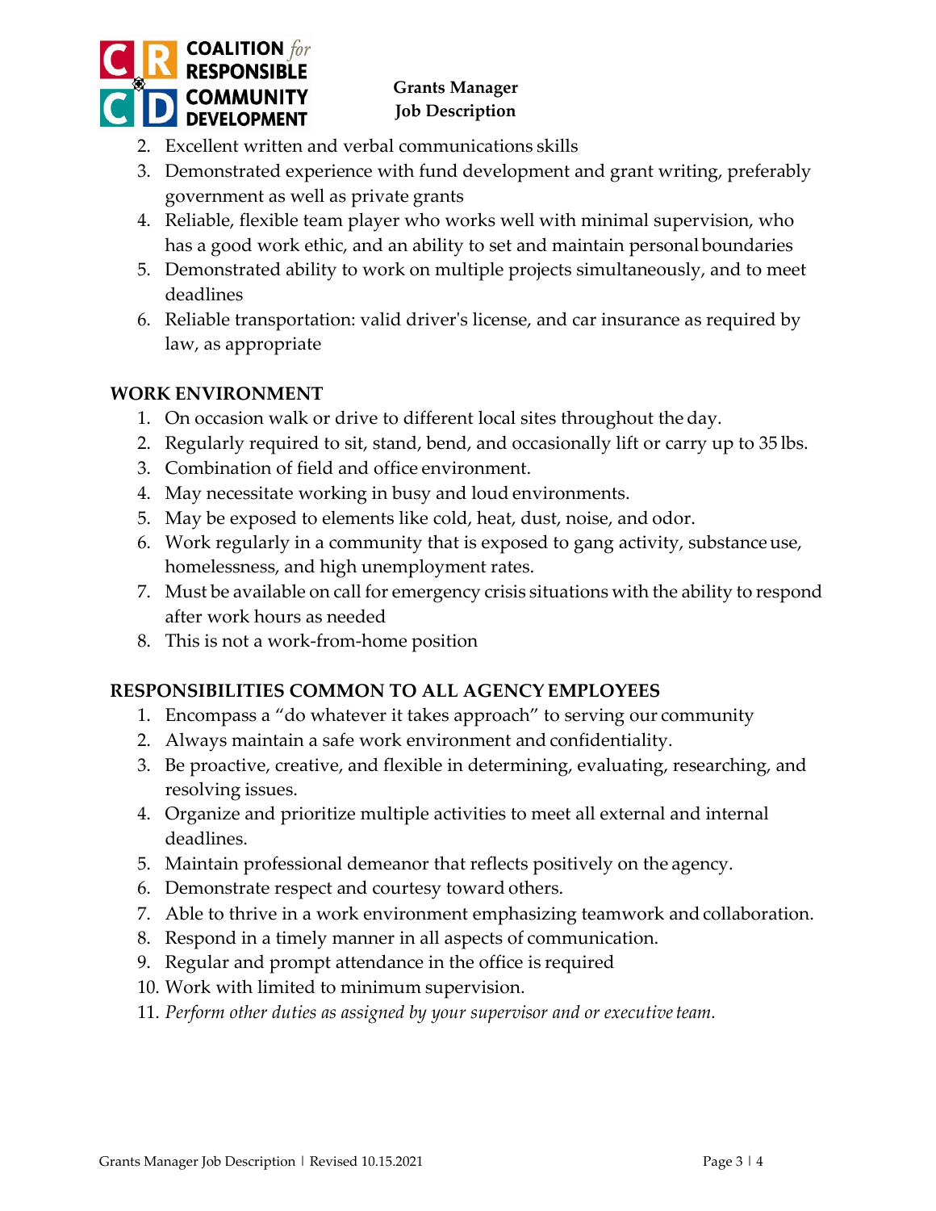2. Excellent written and verbal communications skills
3. Demonstrated experience with fund development and grant writing, preferably government as well as private grants
4. Reliable, flexible team player who works well with minimal supervision, who has a good work ethic, and an ability to set and maintain personal boundaries
5. Demonstrated ability to work on multiple projects simultaneously, and to meet deadlines
6. Reliable transportation: valid driver's license, and car insurance as required by law, as appropriate

## WORK ENVIRONMENT

1. On occasion walk or drive to different local sites throughout the day.
2. Regularly required to sit, stand, bend, and occasionally lift or carry up to 35 lbs.
3. Combination of field and office environment.
4. May necessitate working in busy and loud environments.
5. May be exposed to elements like cold, heat, dust, noise, and odor.
6. Work regularly in a community that is exposed to gang activity, substance use, homelessness, and high unemployment rates.
7. Must be available on call for emergency crisis situations with the ability to respond after work hours as needed
8. This is not a work-from-home position

## RESPONSIBILITIES COMMON TO ALL AGENCY EMPLOYEES

1. Encompass a "do whatever it takes approach" to serving our community
2. Always maintain a safe work environment and confidentiality.
3. Be proactive, creative, and flexible in determining, evaluating, researching, and resolving issues.
4. Organize and prioritize multiple activities to meet all external and internal deadlines.
5. Maintain professional demeanor that reflects positively on the agency.
6. Demonstrate respect and courtesy toward others.
7. Able to thrive in a work environment emphasizing teamwork and collaboration.
8. Respond in a timely manner in all aspects of communication.
9. Regular and prompt attendance in the office is required
10. Work with limited to minimum supervision.
11. *Perform other duties as assigned by your supervisor and or executive team.*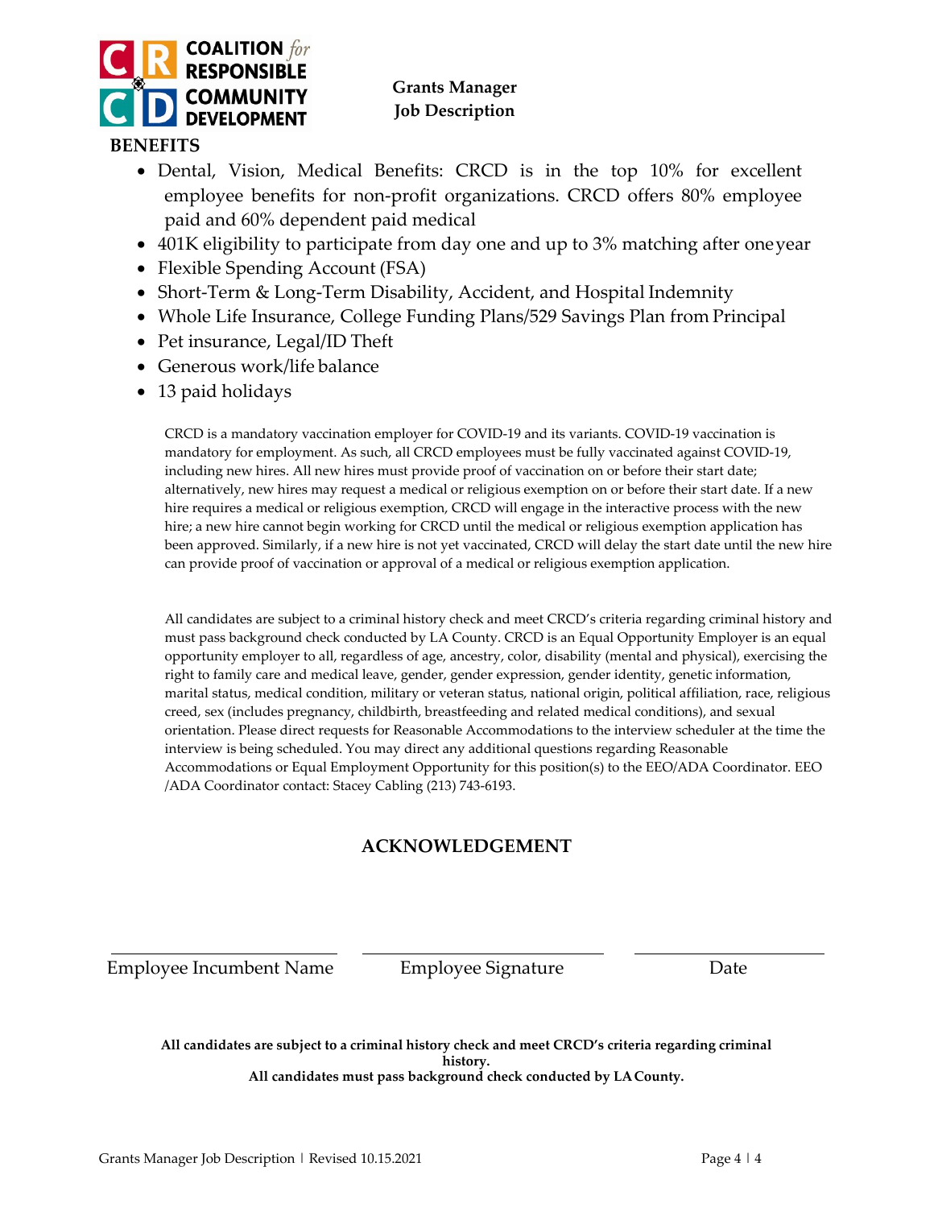## BENEFITS

- Dental, Vision, Medical Benefits: CRCD is in the top 10% for excellent employee benefits for non-profit organizations. CRCD offers 80% employee paid and 60% dependent paid medical
- 401K eligibility to participate from day one and up to 3% matching after one year
- Flexible Spending Account (FSA)
- Short-Term & Long-Term Disability, Accident, and Hospital Indemnity
- Whole Life Insurance, College Funding Plans/529 Savings Plan from Principal
- Pet insurance, Legal/ID Theft
- Generous work/life balance
- 13 paid holidays

CRCD is a mandatory vaccination employer for COVID-19 and its variants. COVID-19 vaccination is mandatory for employment. As such, all CRCD employees must be fully vaccinated against COVID-19, including new hires. All new hires must provide proof of vaccination on or before their start date; alternatively, new hires may request a medical or religious exemption on or before their start date. If a new hire requires a medical or religious exemption, CRCD will engage in the interactive process with the new hire; a new hire cannot begin working for CRCD until the medical or religious exemption application has been approved. Similarly, if a new hire is not yet vaccinated, CRCD will delay the start date until the new hire can provide proof of vaccination or approval of a medical or religious exemption application.

All candidates are subject to a criminal history check and meet CRCD's criteria regarding criminal history and must pass background check conducted by LA County. CRCD is an Equal Opportunity Employer is an equal opportunity employer to all, regardless of age, ancestry, color, disability (mental and physical), exercising the right to family care and medical leave, gender, gender expression, gender identity, genetic information, marital status, medical condition, military or veteran status, national origin, political affiliation, race, religious creed, sex (includes pregnancy, childbirth, breastfeeding and related medical conditions), and sexual orientation. Please direct requests for Reasonable Accommodations to the interview scheduler at the time the interview is being scheduled. You may direct any additional questions regarding Reasonable Accommodations or Equal Employment Opportunity for this position(s) to the EEO/ADA Coordinator. EEO /ADA Coordinator contact: Stacey Cabling (213) 743-6193.

## ACKNOWLEDGEMENT

| | | |
|---|---|---|
| ______________________ | ______________________ | ______________________ |
| Employee Incumbent Name | Employee Signature | Date |

**All candidates are subject to a criminal history check and meet CRCD's criteria regarding criminal history.**
**All candidates must pass background check conducted by LA County.**